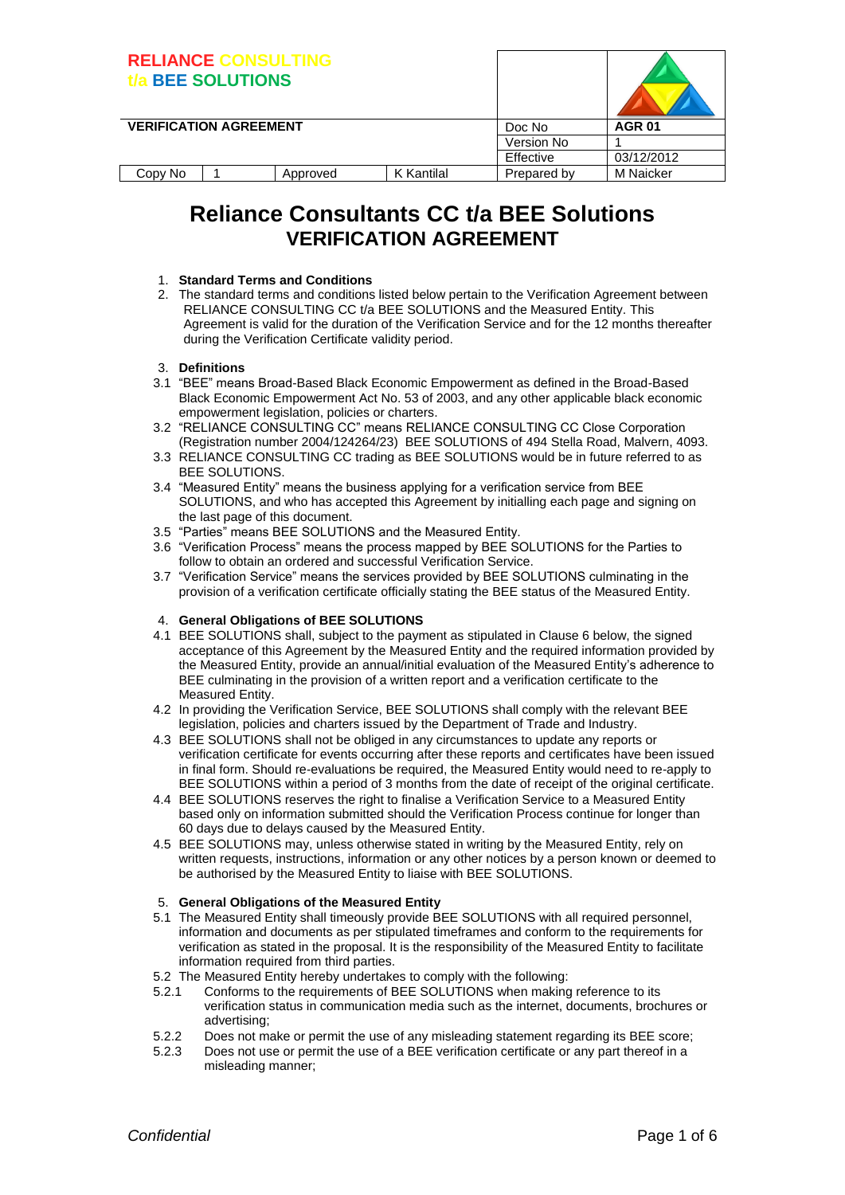| RELIANCE CONSULTING t/a BEE SOLUTIONS | | | | | |
|---|---|---|---|---|---|
| **VERIFICATION AGREEMENT** | | | | Doc No | **AGR 01** |
| | | | | Version No | 1 |
| | | | | Effective | 03/12/2012 |
| Copy No | 1 | Approved | K Kantilal | Prepared by | M Naicker |

# Reliance Consultants CC t/a BEE Solutions
## VERIFICATION AGREEMENT

1. **Standard Terms and Conditions**
2. The standard terms and conditions listed below pertain to the Verification Agreement between RELIANCE CONSULTING CC t/a BEE SOLUTIONS and the Measured Entity. This Agreement is valid for the duration of the Verification Service and for the 12 months thereafter during the Verification Certificate validity period.

3. **Definitions**

3.1 "BEE" means Broad-Based Black Economic Empowerment as defined in the Broad-Based Black Economic Empowerment Act No. 53 of 2003, and any other applicable black economic empowerment legislation, policies or charters.

3.2 "RELIANCE CONSULTING CC" means RELIANCE CONSULTING CC Close Corporation (Registration number 2004/124264/23) BEE SOLUTIONS of 494 Stella Road, Malvern, 4093.

3.3 RELIANCE CONSULTING CC trading as BEE SOLUTIONS would be in future referred to as BEE SOLUTIONS.

3.4 "Measured Entity" means the business applying for a verification service from BEE SOLUTIONS, and who has accepted this Agreement by initialling each page and signing on the last page of this document.

3.5 "Parties" means BEE SOLUTIONS and the Measured Entity.

3.6 "Verification Process" means the process mapped by BEE SOLUTIONS for the Parties to follow to obtain an ordered and successful Verification Service.

3.7 "Verification Service" means the services provided by BEE SOLUTIONS culminating in the provision of a verification certificate officially stating the BEE status of the Measured Entity.

4. **General Obligations of BEE SOLUTIONS**

4.1 BEE SOLUTIONS shall, subject to the payment as stipulated in Clause 6 below, the signed acceptance of this Agreement by the Measured Entity and the required information provided by the Measured Entity, provide an annual/initial evaluation of the Measured Entity's adherence to BEE culminating in the provision of a written report and a verification certificate to the Measured Entity.

4.2 In providing the Verification Service, BEE SOLUTIONS shall comply with the relevant BEE legislation, policies and charters issued by the Department of Trade and Industry.

4.3 BEE SOLUTIONS shall not be obliged in any circumstances to update any reports or verification certificate for events occurring after these reports and certificates have been issued in final form. Should re-evaluations be required, the Measured Entity would need to re-apply to BEE SOLUTIONS within a period of 3 months from the date of receipt of the original certificate.

4.4 BEE SOLUTIONS reserves the right to finalise a Verification Service to a Measured Entity based only on information submitted should the Verification Process continue for longer than 60 days due to delays caused by the Measured Entity.

4.5 BEE SOLUTIONS may, unless otherwise stated in writing by the Measured Entity, rely on written requests, instructions, information or any other notices by a person known or deemed to be authorised by the Measured Entity to liaise with BEE SOLUTIONS.

5. **General Obligations of the Measured Entity**

5.1 The Measured Entity shall timeously provide BEE SOLUTIONS with all required personnel, information and documents as per stipulated timeframes and conform to the requirements for verification as stated in the proposal. It is the responsibility of the Measured Entity to facilitate information required from third parties.

5.2 The Measured Entity hereby undertakes to comply with the following:

5.2.1 Conforms to the requirements of BEE SOLUTIONS when making reference to its verification status in communication media such as the internet, documents, brochures or advertising;

5.2.2 Does not make or permit the use of any misleading statement regarding its BEE score;

5.2.3 Does not use or permit the use of a BEE verification certificate or any part thereof in a misleading manner;

*Confidential*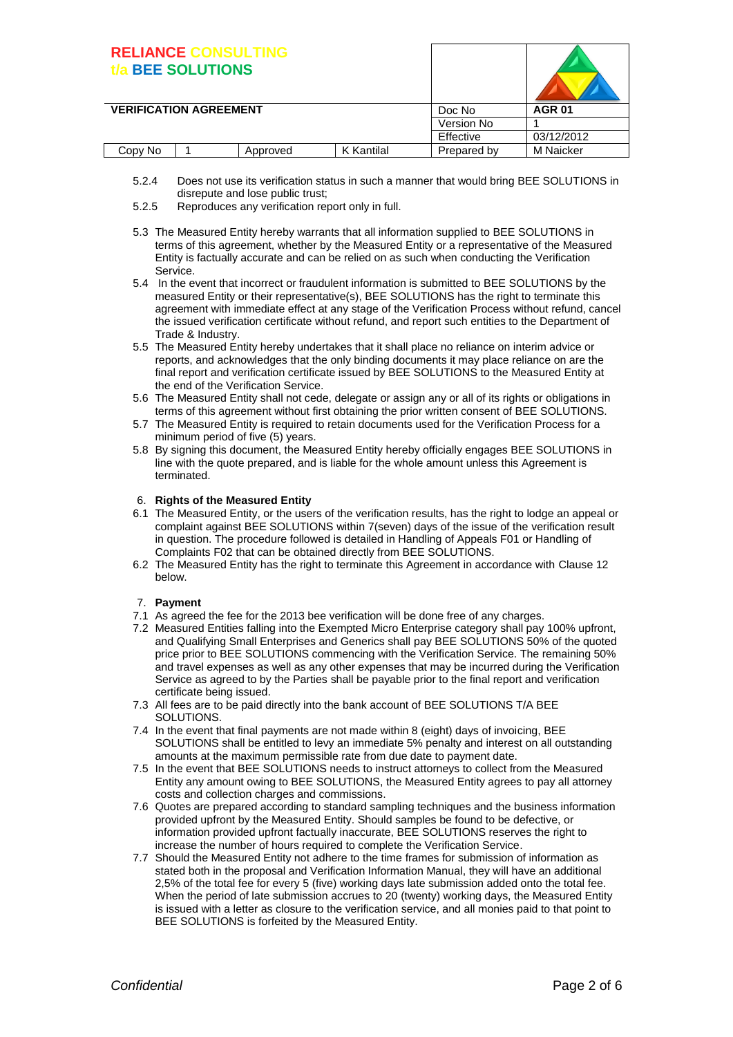5.2.4 Does not use its verification status in such a manner that would bring BEE SOLUTIONS in disrepute and lose public trust;

5.2.5 Reproduces any verification report only in full.

5.3 The Measured Entity hereby warrants that all information supplied to BEE SOLUTIONS in terms of this agreement, whether by the Measured Entity or a representative of the Measured Entity is factually accurate and can be relied on as such when conducting the Verification Service.

5.4 In the event that incorrect or fraudulent information is submitted to BEE SOLUTIONS by the measured Entity or their representative(s), BEE SOLUTIONS has the right to terminate this agreement with immediate effect at any stage of the Verification Process without refund, cancel the issued verification certificate without refund, and report such entities to the Department of Trade & Industry.

5.5 The Measured Entity hereby undertakes that it shall place no reliance on interim advice or reports, and acknowledges that the only binding documents it may place reliance on are the final report and verification certificate issued by BEE SOLUTIONS to the Measured Entity at the end of the Verification Service.

5.6 The Measured Entity shall not cede, delegate or assign any or all of its rights or obligations in terms of this agreement without first obtaining the prior written consent of BEE SOLUTIONS.

5.7 The Measured Entity is required to retain documents used for the Verification Process for a minimum period of five (5) years.

5.8 By signing this document, the Measured Entity hereby officially engages BEE SOLUTIONS in line with the quote prepared, and is liable for the whole amount unless this Agreement is terminated.

## 6. Rights of the Measured Entity

6.1 The Measured Entity, or the users of the verification results, has the right to lodge an appeal or complaint against BEE SOLUTIONS within 7(seven) days of the issue of the verification result in question. The procedure followed is detailed in Handling of Appeals F01 or Handling of Complaints F02 that can be obtained directly from BEE SOLUTIONS.

6.2 The Measured Entity has the right to terminate this Agreement in accordance with Clause 12 below.

## 7. Payment

7.1 As agreed the fee for the 2013 bee verification will be done free of any charges.

7.2 Measured Entities falling into the Exempted Micro Enterprise category shall pay 100% upfront, and Qualifying Small Enterprises and Generics shall pay BEE SOLUTIONS 50% of the quoted price prior to BEE SOLUTIONS commencing with the Verification Service. The remaining 50% and travel expenses as well as any other expenses that may be incurred during the Verification Service as agreed to by the Parties shall be payable prior to the final report and verification certificate being issued.

7.3 All fees are to be paid directly into the bank account of BEE SOLUTIONS T/A BEE SOLUTIONS.

7.4 In the event that final payments are not made within 8 (eight) days of invoicing, BEE SOLUTIONS shall be entitled to levy an immediate 5% penalty and interest on all outstanding amounts at the maximum permissible rate from due date to payment date.

7.5 In the event that BEE SOLUTIONS needs to instruct attorneys to collect from the Measured Entity any amount owing to BEE SOLUTIONS, the Measured Entity agrees to pay all attorney costs and collection charges and commissions.

7.6 Quotes are prepared according to standard sampling techniques and the business information provided upfront by the Measured Entity. Should samples be found to be defective, or information provided upfront factually inaccurate, BEE SOLUTIONS reserves the right to increase the number of hours required to complete the Verification Service.

7.7 Should the Measured Entity not adhere to the time frames for submission of information as stated both in the proposal and Verification Information Manual, they will have an additional 2,5% of the total fee for every 5 (five) working days late submission added onto the total fee. When the period of late submission accrues to 20 (twenty) working days, the Measured Entity is issued with a letter as closure to the verification service, and all monies paid to that point to BEE SOLUTIONS is forfeited by the Measured Entity.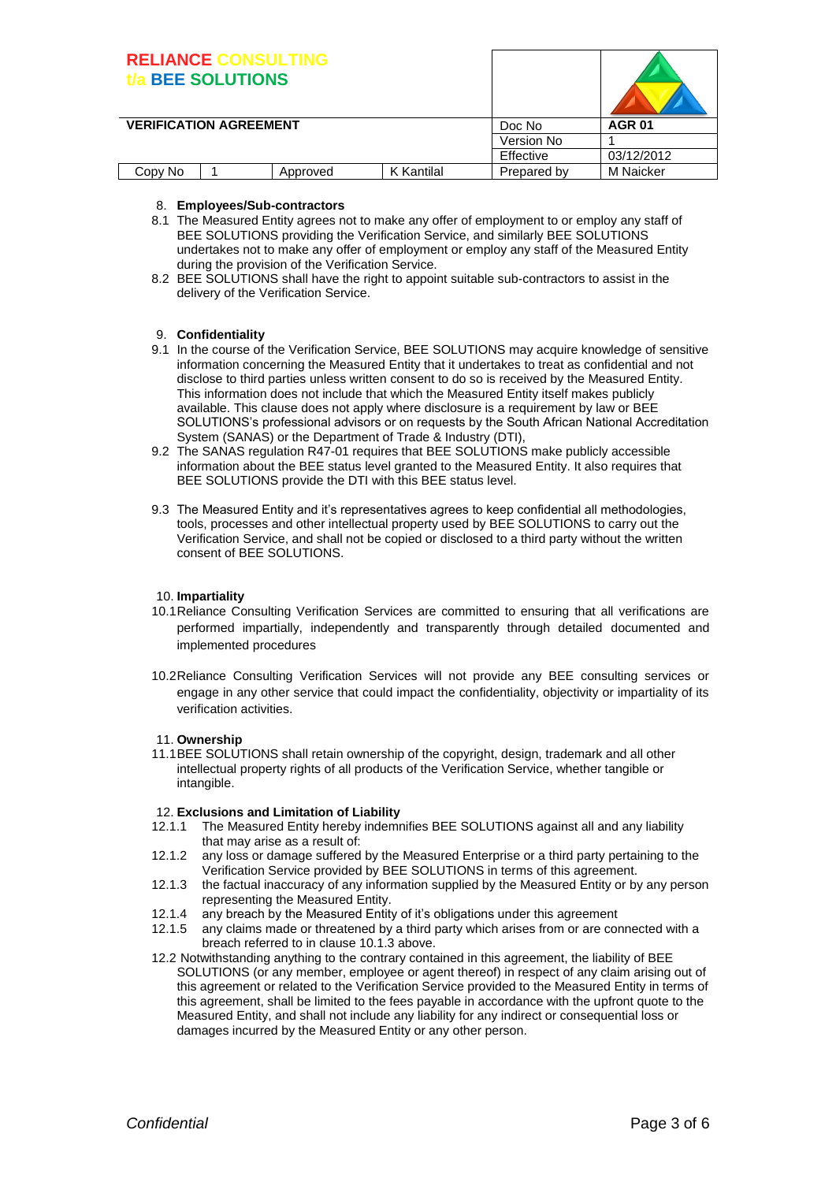8. **Employees/Sub-contractors**

8.1 The Measured Entity agrees not to make any offer of employment to or employ any staff of BEE SOLUTIONS providing the Verification Service, and similarly BEE SOLUTIONS undertakes not to make any offer of employment or employ any staff of the Measured Entity during the provision of the Verification Service.

8.2 BEE SOLUTIONS shall have the right to appoint suitable sub-contractors to assist in the delivery of the Verification Service.

9. **Confidentiality**

9.1 In the course of the Verification Service, BEE SOLUTIONS may acquire knowledge of sensitive information concerning the Measured Entity that it undertakes to treat as confidential and not disclose to third parties unless written consent to do so is received by the Measured Entity. This information does not include that which the Measured Entity itself makes publicly available. This clause does not apply where disclosure is a requirement by law or BEE SOLUTIONS's professional advisors or on requests by the South African National Accreditation System (SANAS) or the Department of Trade & Industry (DTI),

9.2 The SANAS regulation R47-01 requires that BEE SOLUTIONS make publicly accessible information about the BEE status level granted to the Measured Entity. It also requires that BEE SOLUTIONS provide the DTI with this BEE status level.

9.3 The Measured Entity and it's representatives agrees to keep confidential all methodologies, tools, processes and other intellectual property used by BEE SOLUTIONS to carry out the Verification Service, and shall not be copied or disclosed to a third party without the written consent of BEE SOLUTIONS.

10. **Impartiality**

10.1 Reliance Consulting Verification Services are committed to ensuring that all verifications are performed impartially, independently and transparently through detailed documented and implemented procedures

10.2 Reliance Consulting Verification Services will not provide any BEE consulting services or engage in any other service that could impact the confidentiality, objectivity or impartiality of its verification activities.

11. **Ownership**

11.1 BEE SOLUTIONS shall retain ownership of the copyright, design, trademark and all other intellectual property rights of all products of the Verification Service, whether tangible or intangible.

12. **Exclusions and Limitation of Liability**

12.1.1 The Measured Entity hereby indemnifies BEE SOLUTIONS against all and any liability that may arise as a result of:

12.1.2 any loss or damage suffered by the Measured Enterprise or a third party pertaining to the Verification Service provided by BEE SOLUTIONS in terms of this agreement.

12.1.3 the factual inaccuracy of any information supplied by the Measured Entity or by any person representing the Measured Entity.

12.1.4 any breach by the Measured Entity of it's obligations under this agreement

12.1.5 any claims made or threatened by a third party which arises from or are connected with a breach referred to in clause 10.1.3 above.

12.2 Notwithstanding anything to the contrary contained in this agreement, the liability of BEE SOLUTIONS (or any member, employee or agent thereof) in respect of any claim arising out of this agreement or related to the Verification Service provided to the Measured Entity in terms of this agreement, shall be limited to the fees payable in accordance with the upfront quote to the Measured Entity, and shall not include any liability for any indirect or consequential loss or damages incurred by the Measured Entity or any other person.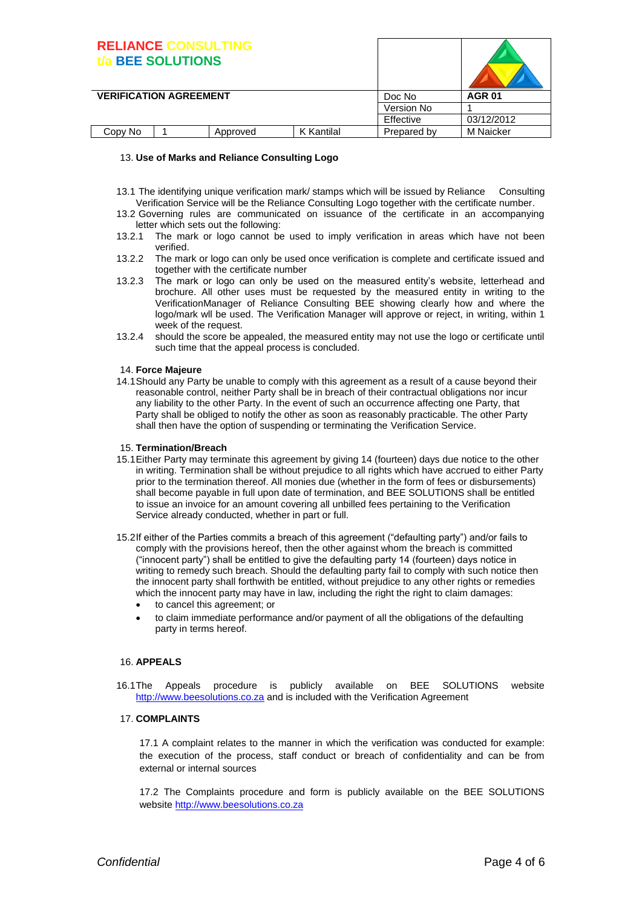13. **Use of Marks and Reliance Consulting Logo**

13.1 The identifying unique verification mark/ stamps which will be issued by Reliance Consulting Verification Service will be the Reliance Consulting Logo together with the certificate number.

13.2 Governing rules are communicated on issuance of the certificate in an accompanying letter which sets out the following:

13.2.1 The mark or logo cannot be used to imply verification in areas which have not been verified.

13.2.2 The mark or logo can only be used once verification is complete and certificate issued and together with the certificate number

13.2.3 The mark or logo can only be used on the measured entity's website, letterhead and brochure. All other uses must be requested by the measured entity in writing to the VerificationManager of Reliance Consulting BEE showing clearly how and where the logo/mark wll be used. The Verification Manager will approve or reject, in writing, within 1 week of the request.

13.2.4 should the score be appealed, the measured entity may not use the logo or certificate until such time that the appeal process is concluded.

14. **Force Majeure**

14.1Should any Party be unable to comply with this agreement as a result of a cause beyond their reasonable control, neither Party shall be in breach of their contractual obligations nor incur any liability to the other Party. In the event of such an occurrence affecting one Party, that Party shall be obliged to notify the other as soon as reasonably practicable. The other Party shall then have the option of suspending or terminating the Verification Service.

15. **Termination/Breach**

15.1Either Party may terminate this agreement by giving 14 (fourteen) days due notice to the other in writing. Termination shall be without prejudice to all rights which have accrued to either Party prior to the termination thereof. All monies due (whether in the form of fees or disbursements) shall become payable in full upon date of termination, and BEE SOLUTIONS shall be entitled to issue an invoice for an amount covering all unbilled fees pertaining to the Verification Service already conducted, whether in part or full.

15.2If either of the Parties commits a breach of this agreement ("defaulting party") and/or fails to comply with the provisions hereof, then the other against whom the breach is committed ("innocent party") shall be entitled to give the defaulting party 14 (fourteen) days notice in writing to remedy such breach. Should the defaulting party fail to comply with such notice then the innocent party shall forthwith be entitled, without prejudice to any other rights or remedies which the innocent party may have in law, including the right the right to claim damages:

- to cancel this agreement; or
- to claim immediate performance and/or payment of all the obligations of the defaulting party in terms hereof.

16. **APPEALS**

16.1The Appeals procedure is publicly available on BEE SOLUTIONS website http://www.beesolutions.co.za and is included with the Verification Agreement

17. **COMPLAINTS**

17.1 A complaint relates to the manner in which the verification was conducted for example: the execution of the process, staff conduct or breach of confidentiality and can be from external or internal sources

17.2 The Complaints procedure and form is publicly available on the BEE SOLUTIONS website http://www.beesolutions.co.za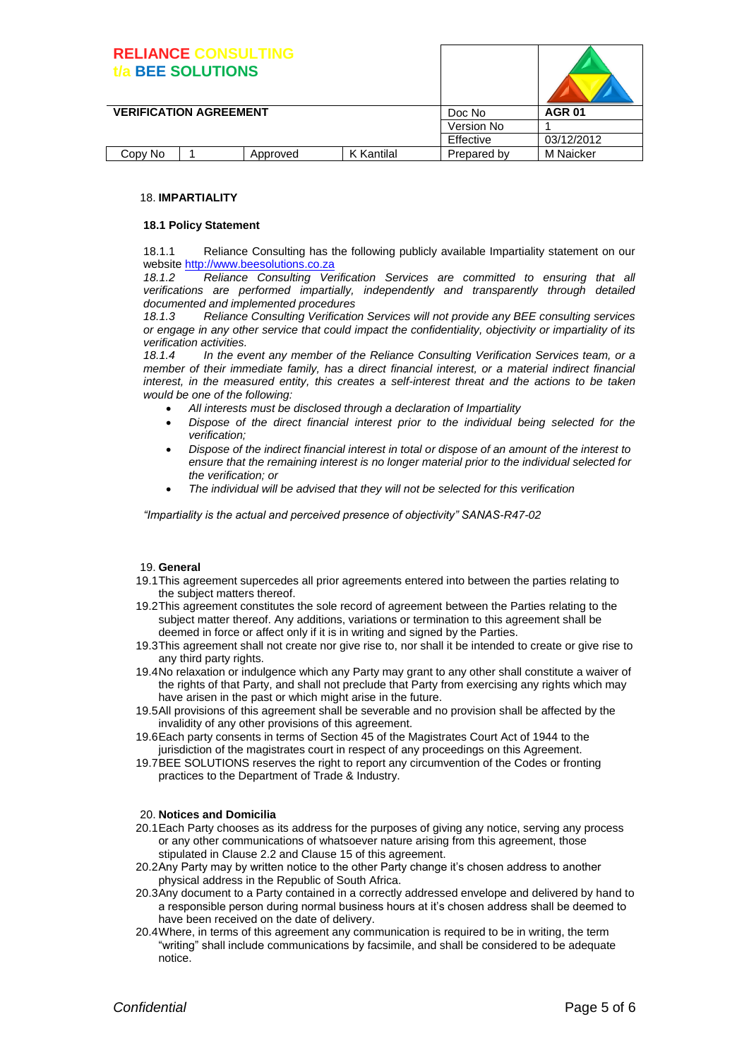18. **IMPARTIALITY**

**18.1 Policy Statement**

18.1.1 Reliance Consulting has the following publicly available Impartiality statement on our website http://www.beesolutions.co.za

*18.1.2 Reliance Consulting Verification Services are committed to ensuring that all verifications are performed impartially, independently and transparently through detailed documented and implemented procedures*

*18.1.3 Reliance Consulting Verification Services will not provide any BEE consulting services or engage in any other service that could impact the confidentiality, objectivity or impartiality of its verification activities.*

*18.1.4 In the event any member of the Reliance Consulting Verification Services team, or a member of their immediate family, has a direct financial interest, or a material indirect financial interest, in the measured entity, this creates a self-interest threat and the actions to be taken would be one of the following:*

- *All interests must be disclosed through a declaration of Impartiality*
- *Dispose of the direct financial interest prior to the individual being selected for the verification;*
- *Dispose of the indirect financial interest in total or dispose of an amount of the interest to ensure that the remaining interest is no longer material prior to the individual selected for the verification; or*
- *The individual will be advised that they will not be selected for this verification*

*"Impartiality is the actual and perceived presence of objectivity" SANAS-R47-02*

19. **General**

19.1 This agreement supercedes all prior agreements entered into between the parties relating to the subject matters thereof.

19.2 This agreement constitutes the sole record of agreement between the Parties relating to the subject matter thereof. Any additions, variations or termination to this agreement shall be deemed in force or affect only if it is in writing and signed by the Parties.

19.3 This agreement shall not create nor give rise to, nor shall it be intended to create or give rise to any third party rights.

19.4 No relaxation or indulgence which any Party may grant to any other shall constitute a waiver of the rights of that Party, and shall not preclude that Party from exercising any rights which may have arisen in the past or which might arise in the future.

19.5 All provisions of this agreement shall be severable and no provision shall be affected by the invalidity of any other provisions of this agreement.

19.6 Each party consents in terms of Section 45 of the Magistrates Court Act of 1944 to the jurisdiction of the magistrates court in respect of any proceedings on this Agreement.

19.7 BEE SOLUTIONS reserves the right to report any circumvention of the Codes or fronting practices to the Department of Trade & Industry.

20. **Notices and Domicilia**

20.1 Each Party chooses as its address for the purposes of giving any notice, serving any process or any other communications of whatsoever nature arising from this agreement, those stipulated in Clause 2.2 and Clause 15 of this agreement.

20.2 Any Party may by written notice to the other Party change it's chosen address to another physical address in the Republic of South Africa.

20.3 Any document to a Party contained in a correctly addressed envelope and delivered by hand to a responsible person during normal business hours at it's chosen address shall be deemed to have been received on the date of delivery.

20.4 Where, in terms of this agreement any communication is required to be in writing, the term "writing" shall include communications by facsimile, and shall be considered to be adequate notice.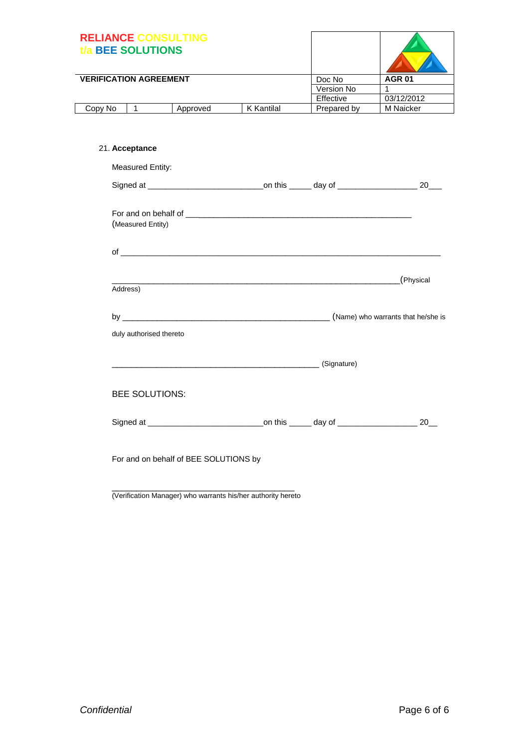21. **Acceptance**

Measured Entity:

Signed at _________________________on this _____ day of __________________ 20___

For and on behalf of ___________________________________________________
(Measured Entity)

of ______________________________________________________________________

_____________________________________________________________(Physical Address)

by _____________________________________________ (Name) who warrants that he/she is duly authorised thereto

_____________________________________________ (Signature)

BEE SOLUTIONS:

Signed at _________________________on this _____ day of __________________ 20__

For and on behalf of BEE SOLUTIONS by

_______________________________________
(Verification Manager) who warrants his/her authority hereto